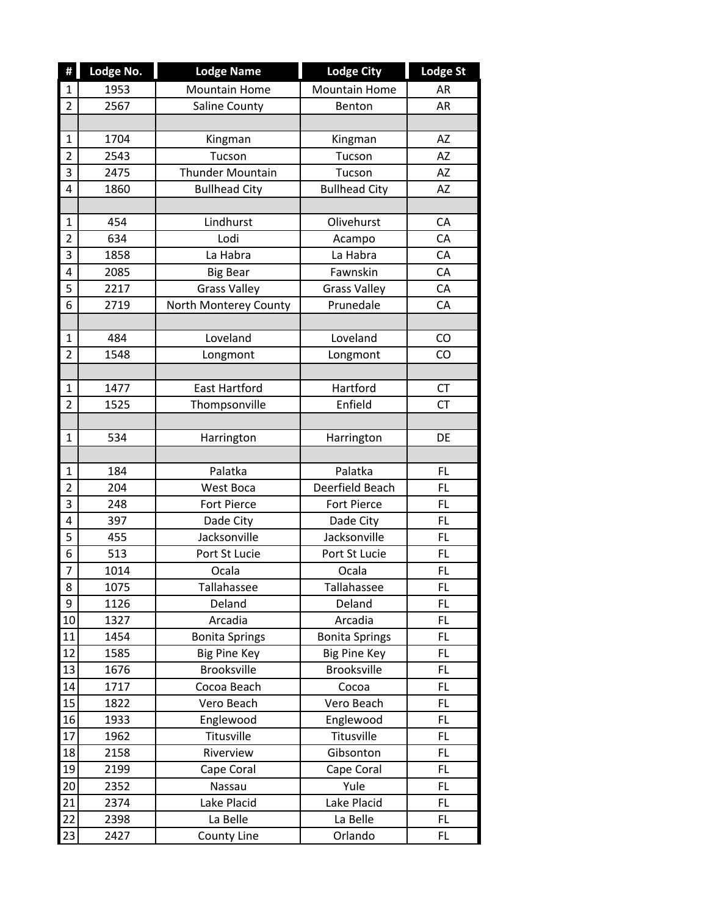| # | Lodge No. | Lodge Name | Lodge City | Lodge St |
|---|---|---|---|---|
| 1 | 1953 | Mountain Home | Mountain Home | AR |
| 2 | 2567 | Saline County | Benton | AR |
| | | | | |
| 1 | 1704 | Kingman | Kingman | AZ |
| 2 | 2543 | Tucson | Tucson | AZ |
| 3 | 2475 | Thunder Mountain | Tucson | AZ |
| 4 | 1860 | Bullhead City | Bullhead City | AZ |
| | | | | |
| 1 | 454 | Lindhurst | Olivehurst | CA |
| 2 | 634 | Lodi | Acampo | CA |
| 3 | 1858 | La Habra | La Habra | CA |
| 4 | 2085 | Big Bear | Fawnskin | CA |
| 5 | 2217 | Grass Valley | Grass Valley | CA |
| 6 | 2719 | North Monterey County | Prunedale | CA |
| | | | | |
| 1 | 484 | Loveland | Loveland | CO |
| 2 | 1548 | Longmont | Longmont | CO |
| | | | | |
| 1 | 1477 | East Hartford | Hartford | CT |
| 2 | 1525 | Thompsonville | Enfield | CT |
| | | | | |
| 1 | 534 | Harrington | Harrington | DE |
| | | | | |
| 1 | 184 | Palatka | Palatka | FL |
| 2 | 204 | West Boca | Deerfield Beach | FL |
| 3 | 248 | Fort Pierce | Fort Pierce | FL |
| 4 | 397 | Dade City | Dade City | FL |
| 5 | 455 | Jacksonville | Jacksonville | FL |
| 6 | 513 | Port St Lucie | Port St Lucie | FL |
| 7 | 1014 | Ocala | Ocala | FL |
| 8 | 1075 | Tallahassee | Tallahassee | FL |
| 9 | 1126 | Deland | Deland | FL |
| 10 | 1327 | Arcadia | Arcadia | FL |
| 11 | 1454 | Bonita Springs | Bonita Springs | FL |
| 12 | 1585 | Big Pine Key | Big Pine Key | FL |
| 13 | 1676 | Brooksville | Brooksville | FL |
| 14 | 1717 | Cocoa Beach | Cocoa | FL |
| 15 | 1822 | Vero Beach | Vero Beach | FL |
| 16 | 1933 | Englewood | Englewood | FL |
| 17 | 1962 | Titusville | Titusville | FL |
| 18 | 2158 | Riverview | Gibsonton | FL |
| 19 | 2199 | Cape Coral | Cape Coral | FL |
| 20 | 2352 | Nassau | Yule | FL |
| 21 | 2374 | Lake Placid | Lake Placid | FL |
| 22 | 2398 | La Belle | La Belle | FL |
| 23 | 2427 | County Line | Orlando | FL |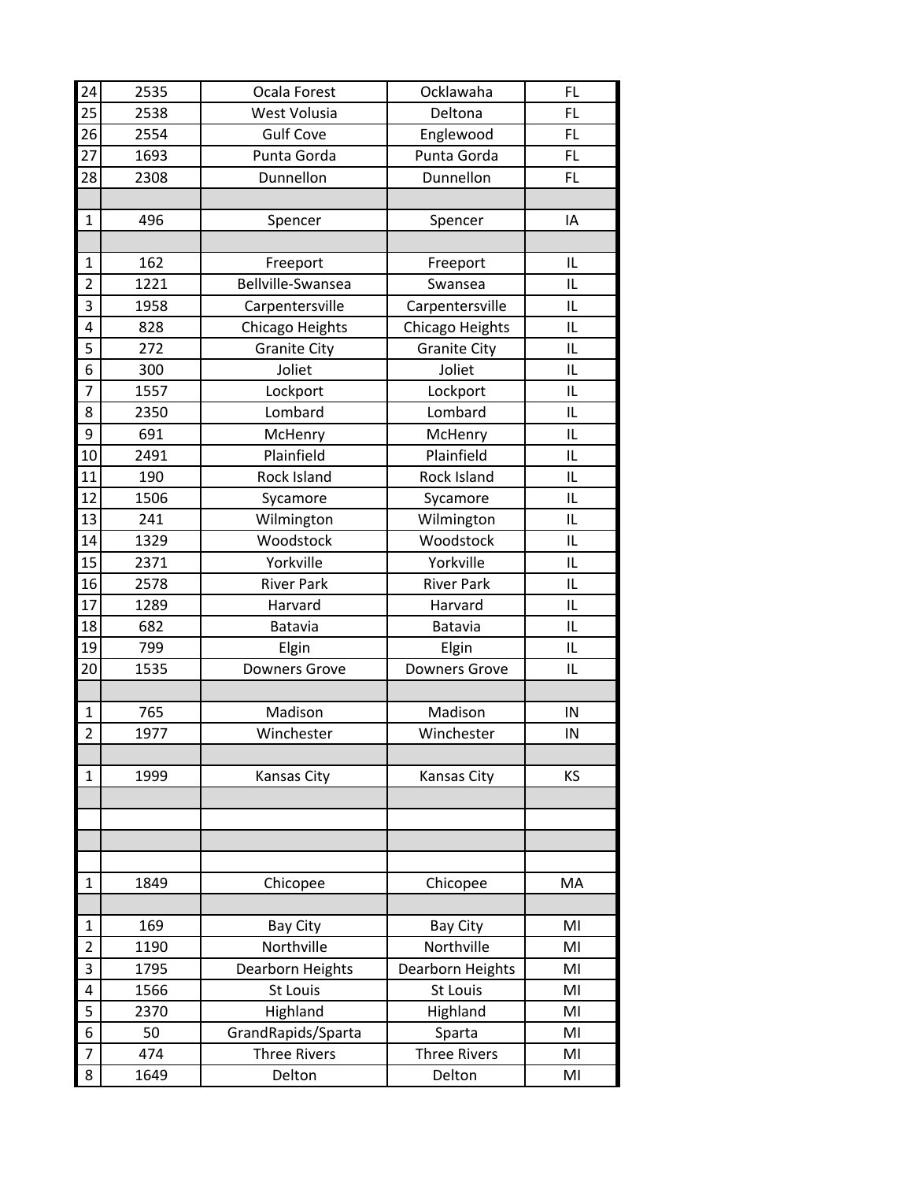| | | | | |
|---|---|---|---|---|
| 24 | 2535 | Ocala Forest | Ocklawaha | FL |
| 25 | 2538 | West Volusia | Deltona | FL |
| 26 | 2554 | Gulf Cove | Englewood | FL |
| 27 | 1693 | Punta Gorda | Punta Gorda | FL |
| 28 | 2308 | Dunnellon | Dunnellon | FL |
| | | | | |
| 1 | 496 | Spencer | Spencer | IA |
| | | | | |
| 1 | 162 | Freeport | Freeport | IL |
| 2 | 1221 | Bellville-Swansea | Swansea | IL |
| 3 | 1958 | Carpentersville | Carpentersville | IL |
| 4 | 828 | Chicago Heights | Chicago Heights | IL |
| 5 | 272 | Granite City | Granite City | IL |
| 6 | 300 | Joliet | Joliet | IL |
| 7 | 1557 | Lockport | Lockport | IL |
| 8 | 2350 | Lombard | Lombard | IL |
| 9 | 691 | McHenry | McHenry | IL |
| 10 | 2491 | Plainfield | Plainfield | IL |
| 11 | 190 | Rock Island | Rock Island | IL |
| 12 | 1506 | Sycamore | Sycamore | IL |
| 13 | 241 | Wilmington | Wilmington | IL |
| 14 | 1329 | Woodstock | Woodstock | IL |
| 15 | 2371 | Yorkville | Yorkville | IL |
| 16 | 2578 | River Park | River Park | IL |
| 17 | 1289 | Harvard | Harvard | IL |
| 18 | 682 | Batavia | Batavia | IL |
| 19 | 799 | Elgin | Elgin | IL |
| 20 | 1535 | Downers Grove | Downers Grove | IL |
| | | | | |
| 1 | 765 | Madison | Madison | IN |
| 2 | 1977 | Winchester | Winchester | IN |
| | | | | |
| 1 | 1999 | Kansas City | Kansas City | KS |
| | | | | |
| | | | | |
| | | | | |
| | | | | |
| 1 | 1849 | Chicopee | Chicopee | MA |
| | | | | |
| 1 | 169 | Bay City | Bay City | MI |
| 2 | 1190 | Northville | Northville | MI |
| 3 | 1795 | Dearborn Heights | Dearborn Heights | MI |
| 4 | 1566 | St Louis | St Louis | MI |
| 5 | 2370 | Highland | Highland | MI |
| 6 | 50 | GrandRapids/Sparta | Sparta | MI |
| 7 | 474 | Three Rivers | Three Rivers | MI |
| 8 | 1649 | Delton | Delton | MI |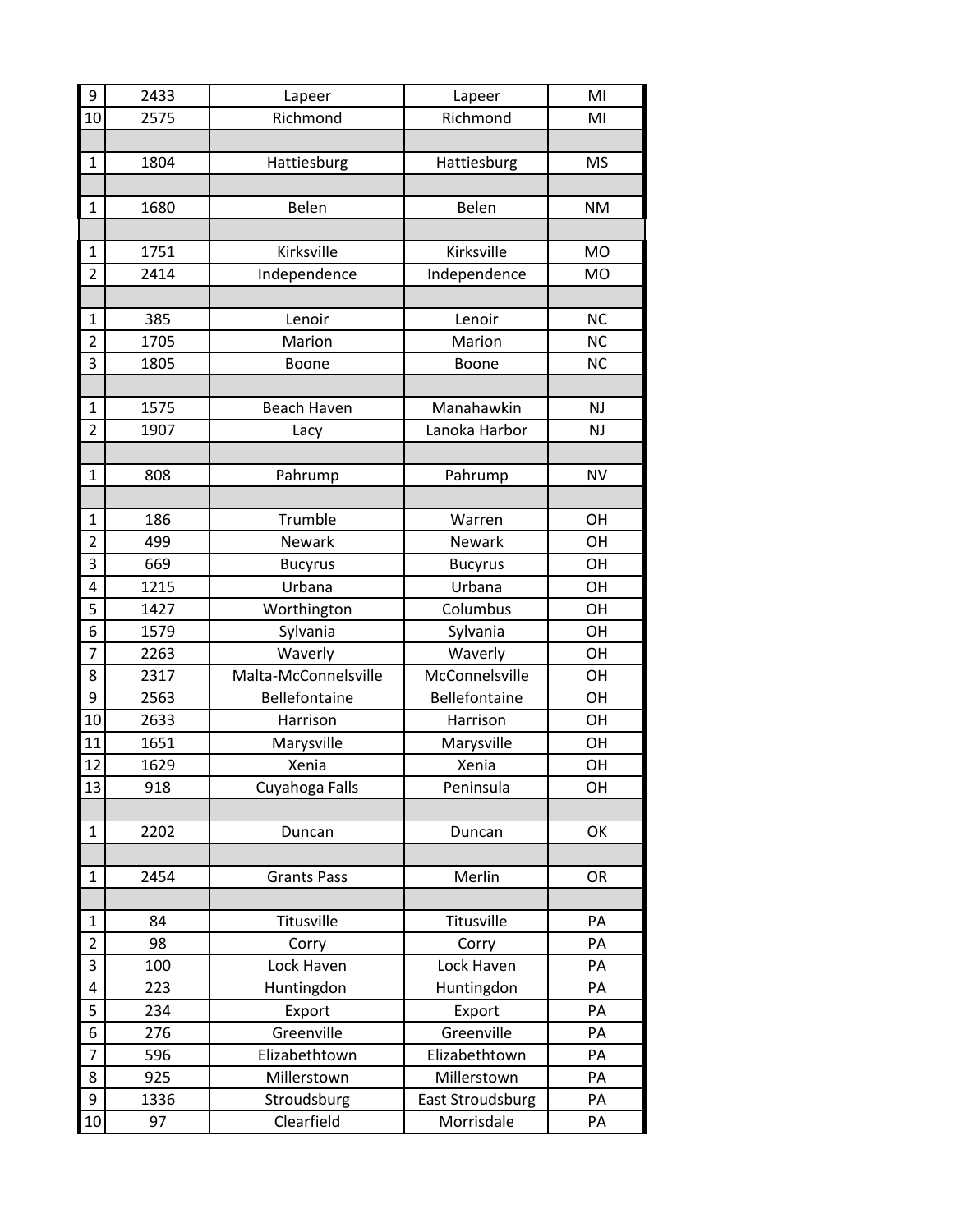| | | | | |
|---|---|---|---|---|
| 9 | 2433 | Lapeer | Lapeer | MI |
| 10 | 2575 | Richmond | Richmond | MI |
| | | | | |
| 1 | 1804 | Hattiesburg | Hattiesburg | MS |
| | | | | |
| 1 | 1680 | Belen | Belen | NM |
| | | | | |
| 1 | 1751 | Kirksville | Kirksville | MO |
| 2 | 2414 | Independence | Independence | MO |
| | | | | |
| 1 | 385 | Lenoir | Lenoir | NC |
| 2 | 1705 | Marion | Marion | NC |
| 3 | 1805 | Boone | Boone | NC |
| | | | | |
| 1 | 1575 | Beach Haven | Manahawkin | NJ |
| 2 | 1907 | Lacy | Lanoka Harbor | NJ |
| | | | | |
| 1 | 808 | Pahrump | Pahrump | NV |
| | | | | |
| 1 | 186 | Trumble | Warren | OH |
| 2 | 499 | Newark | Newark | OH |
| 3 | 669 | Bucyrus | Bucyrus | OH |
| 4 | 1215 | Urbana | Urbana | OH |
| 5 | 1427 | Worthington | Columbus | OH |
| 6 | 1579 | Sylvania | Sylvania | OH |
| 7 | 2263 | Waverly | Waverly | OH |
| 8 | 2317 | Malta-McConnelsville | McConnelsville | OH |
| 9 | 2563 | Bellefontaine | Bellefontaine | OH |
| 10 | 2633 | Harrison | Harrison | OH |
| 11 | 1651 | Marysville | Marysville | OH |
| 12 | 1629 | Xenia | Xenia | OH |
| 13 | 918 | Cuyahoga Falls | Peninsula | OH |
| | | | | |
| 1 | 2202 | Duncan | Duncan | OK |
| | | | | |
| 1 | 2454 | Grants Pass | Merlin | OR |
| | | | | |
| 1 | 84 | Titusville | Titusville | PA |
| 2 | 98 | Corry | Corry | PA |
| 3 | 100 | Lock Haven | Lock Haven | PA |
| 4 | 223 | Huntingdon | Huntingdon | PA |
| 5 | 234 | Export | Export | PA |
| 6 | 276 | Greenville | Greenville | PA |
| 7 | 596 | Elizabethtown | Elizabethtown | PA |
| 8 | 925 | Millerstown | Millerstown | PA |
| 9 | 1336 | Stroudsburg | East Stroudsburg | PA |
| 10 | 97 | Clearfield | Morrisdale | PA |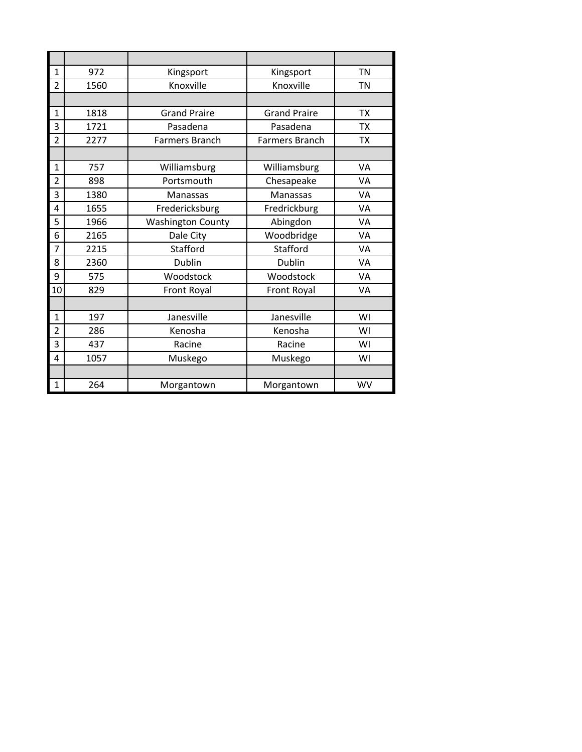| | | | | |
|---|---|---|---|---|
| 1 | 972 | Kingsport | Kingsport | TN |
| 2 | 1560 | Knoxville | Knoxville | TN |
| | | | | |
| 1 | 1818 | Grand Praire | Grand Praire | TX |
| 3 | 1721 | Pasadena | Pasadena | TX |
| 2 | 2277 | Farmers Branch | Farmers Branch | TX |
| | | | | |
| 1 | 757 | Williamsburg | Williamsburg | VA |
| 2 | 898 | Portsmouth | Chesapeake | VA |
| 3 | 1380 | Manassas | Manassas | VA |
| 4 | 1655 | Fredericksburg | Fredrickburg | VA |
| 5 | 1966 | Washington County | Abingdon | VA |
| 6 | 2165 | Dale City | Woodbridge | VA |
| 7 | 2215 | Stafford | Stafford | VA |
| 8 | 2360 | Dublin | Dublin | VA |
| 9 | 575 | Woodstock | Woodstock | VA |
| 10 | 829 | Front Royal | Front Royal | VA |
| | | | | |
| 1 | 197 | Janesville | Janesville | WI |
| 2 | 286 | Kenosha | Kenosha | WI |
| 3 | 437 | Racine | Racine | WI |
| 4 | 1057 | Muskego | Muskego | WI |
| | | | | |
| 1 | 264 | Morgantown | Morgantown | WV |